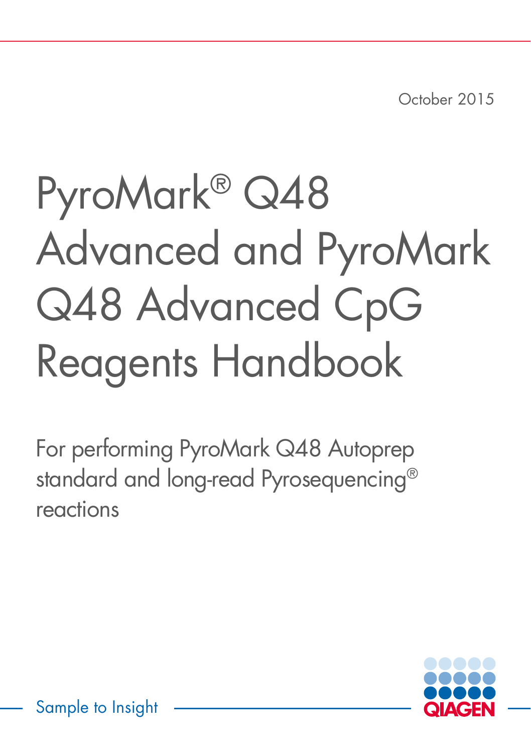October 2015

# PyroMark® Q48 Advanced and PyroMark Q48 Advanced CpG Reagents Handbook

For performing PyroMark Q48 Autoprep standard and long-read Pyrosequencing® reactions

Sample to Insight

QIAGEN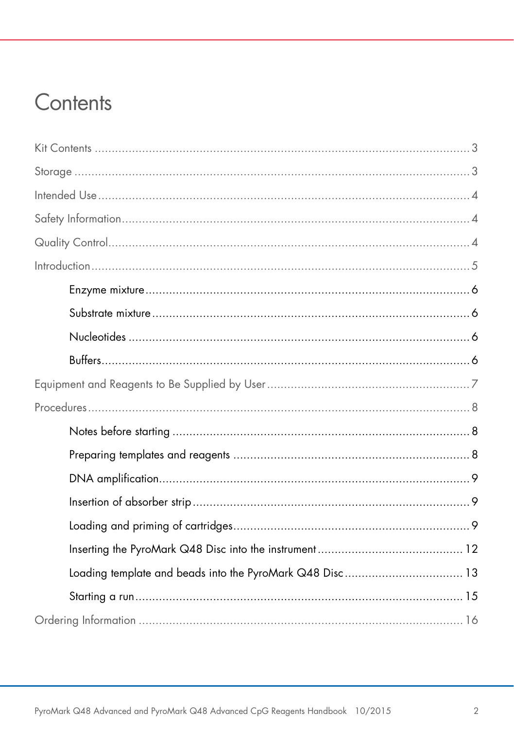# Contents

Kit Contents ........................................................................................................ 3

Storage ................................................................................................................ 3

Intended Use ........................................................................................................ 4

Safety Information ................................................................................................ 4

Quality Control ..................................................................................................... 4

Introduction .......................................................................................................... 5

- Enzyme mixture ................................................................................................ 6
- Substrate mixture ............................................................................................. 6
- Nucleotides ...................................................................................................... 6
- Buffers .............................................................................................................. 6

Equipment and Reagents to Be Supplied by User ................................................ 7

Procedures ............................................................................................................ 8

- Notes before starting ........................................................................................ 8
- Preparing templates and reagents ................................................................... 8
- DNA amplification ............................................................................................ 9
- Insertion of absorber strip ................................................................................. 9
- Loading and priming of cartridges ................................................................... 9
- Inserting the PyroMark Q48 Disc into the instrument .................................... 12
- Loading template and beads into the PyroMark Q48 Disc ............................. 13
- Starting a run .................................................................................................. 15

Ordering Information .......................................................................................... 16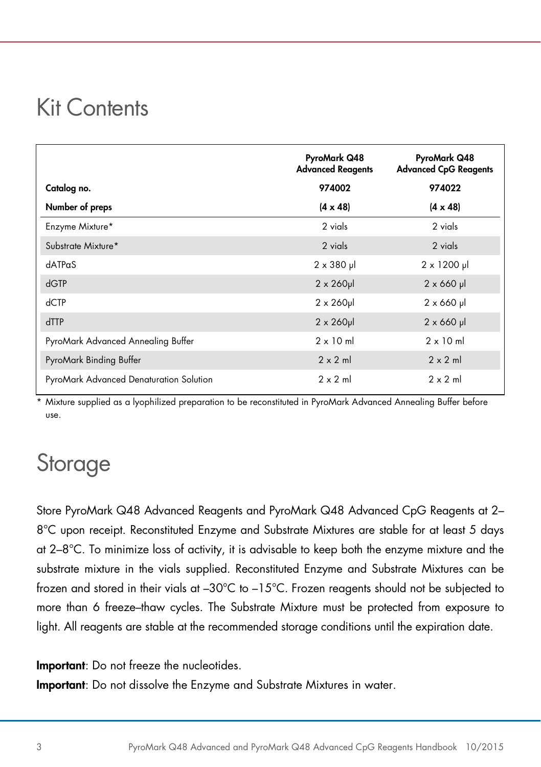# Kit Contents

| | PyroMark Q48 Advanced Reagents | PyroMark Q48 Advanced CpG Reagents |
|---|---|---|
| **Catalog no.** | **974002** | **974022** |
| **Number of preps** | **(4 x 48)** | **(4 x 48)** |
| Enzyme Mixture* | 2 vials | 2 vials |
| Substrate Mixture* | 2 vials | 2 vials |
| dATPαS | 2 x 380 µl | 2 x 1200 µl |
| dGTP | 2 x 260µl | 2 x 660 µl |
| dCTP | 2 x 260µl | 2 x 660 µl |
| dTTP | 2 x 260µl | 2 x 660 µl |
| PyroMark Advanced Annealing Buffer | 2 x 10 ml | 2 x 10 ml |
| PyroMark Binding Buffer | 2 x 2 ml | 2 x 2 ml |
| PyroMark Advanced Denaturation Solution | 2 x 2 ml | 2 x 2 ml |

* Mixture supplied as a lyophilized preparation to be reconstituted in PyroMark Advanced Annealing Buffer before use.

# Storage

Store PyroMark Q48 Advanced Reagents and PyroMark Q48 Advanced CpG Reagents at 2–8°C upon receipt. Reconstituted Enzyme and Substrate Mixtures are stable for at least 5 days at 2–8°C. To minimize loss of activity, it is advisable to keep both the enzyme mixture and the substrate mixture in the vials supplied. Reconstituted Enzyme and Substrate Mixtures can be frozen and stored in their vials at –30°C to –15°C. Frozen reagents should not be subjected to more than 6 freeze–thaw cycles. The Substrate Mixture must be protected from exposure to light. All reagents are stable at the recommended storage conditions until the expiration date.

**Important**: Do not freeze the nucleotides.

**Important**: Do not dissolve the Enzyme and Substrate Mixtures in water.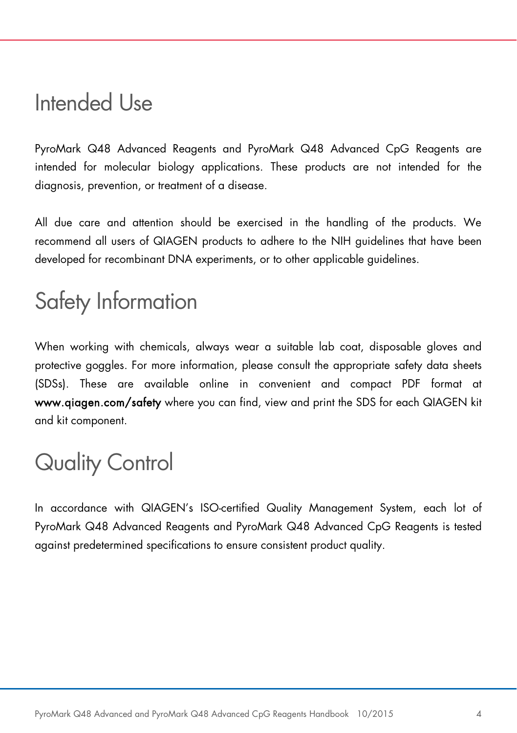# Intended Use

PyroMark Q48 Advanced Reagents and PyroMark Q48 Advanced CpG Reagents are intended for molecular biology applications. These products are not intended for the diagnosis, prevention, or treatment of a disease.

All due care and attention should be exercised in the handling of the products. We recommend all users of QIAGEN products to adhere to the NIH guidelines that have been developed for recombinant DNA experiments, or to other applicable guidelines.

# Safety Information

When working with chemicals, always wear a suitable lab coat, disposable gloves and protective goggles. For more information, please consult the appropriate safety data sheets (SDSs). These are available online in convenient and compact PDF format at **www.qiagen.com/safety** where you can find, view and print the SDS for each QIAGEN kit and kit component.

# Quality Control

In accordance with QIAGEN's ISO-certified Quality Management System, each lot of PyroMark Q48 Advanced Reagents and PyroMark Q48 Advanced CpG Reagents is tested against predetermined specifications to ensure consistent product quality.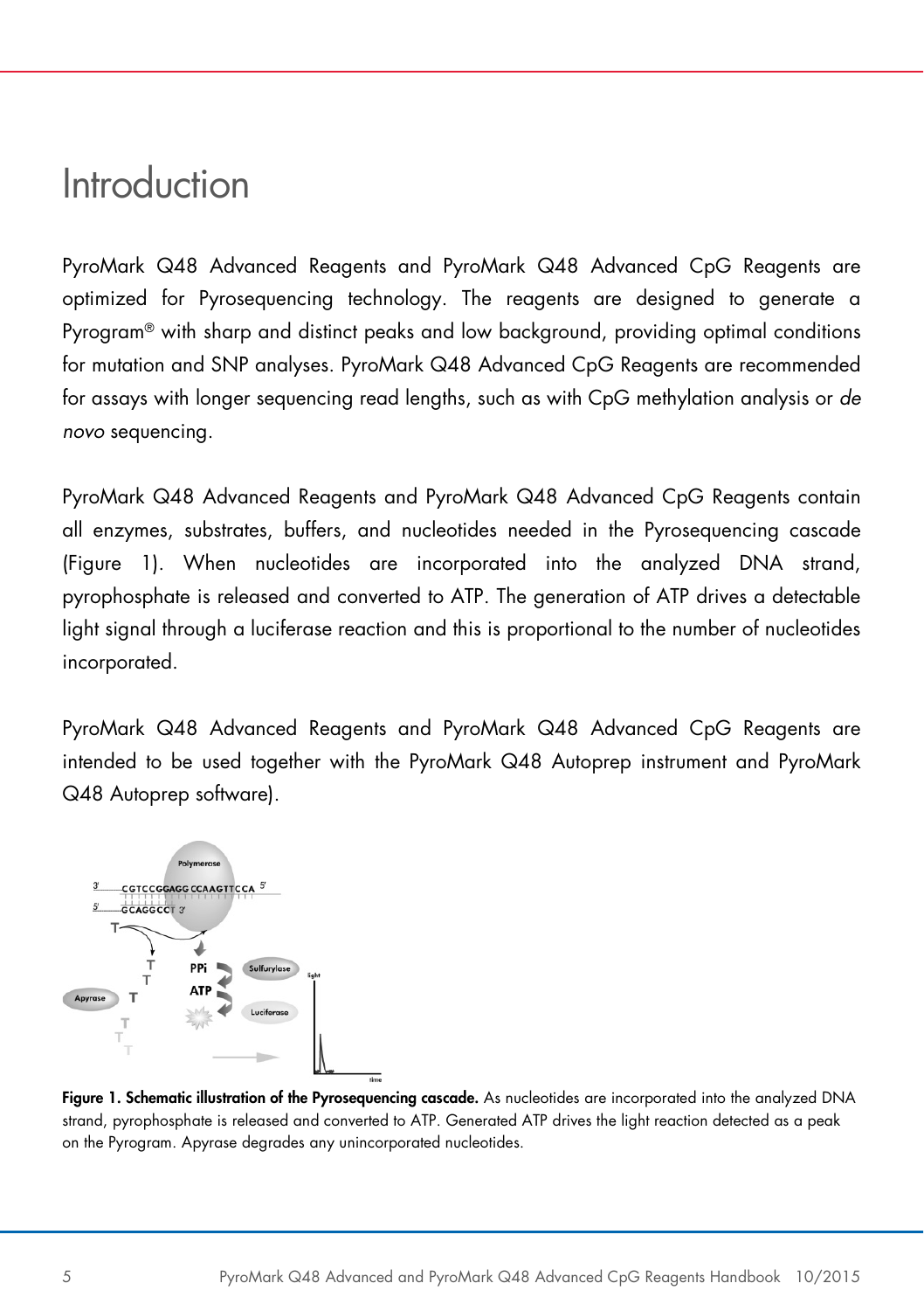# Introduction

PyroMark Q48 Advanced Reagents and PyroMark Q48 Advanced CpG Reagents are optimized for Pyrosequencing technology. The reagents are designed to generate a Pyrogram® with sharp and distinct peaks and low background, providing optimal conditions for mutation and SNP analyses. PyroMark Q48 Advanced CpG Reagents are recommended for assays with longer sequencing read lengths, such as with CpG methylation analysis or *de novo* sequencing.

PyroMark Q48 Advanced Reagents and PyroMark Q48 Advanced CpG Reagents contain all enzymes, substrates, buffers, and nucleotides needed in the Pyrosequencing cascade (Figure 1). When nucleotides are incorporated into the analyzed DNA strand, pyrophosphate is released and converted to ATP. The generation of ATP drives a detectable light signal through a luciferase reaction and this is proportional to the number of nucleotides incorporated.

PyroMark Q48 Advanced Reagents and PyroMark Q48 Advanced CpG Reagents are intended to be used together with the PyroMark Q48 Autoprep instrument and PyroMark Q48 Autoprep software).

**Figure 1. Schematic illustration of the Pyrosequencing cascade.** As nucleotides are incorporated into the analyzed DNA strand, pyrophosphate is released and converted to ATP. Generated ATP drives the light reaction detected as a peak on the Pyrogram. Apyrase degrades any unincorporated nucleotides.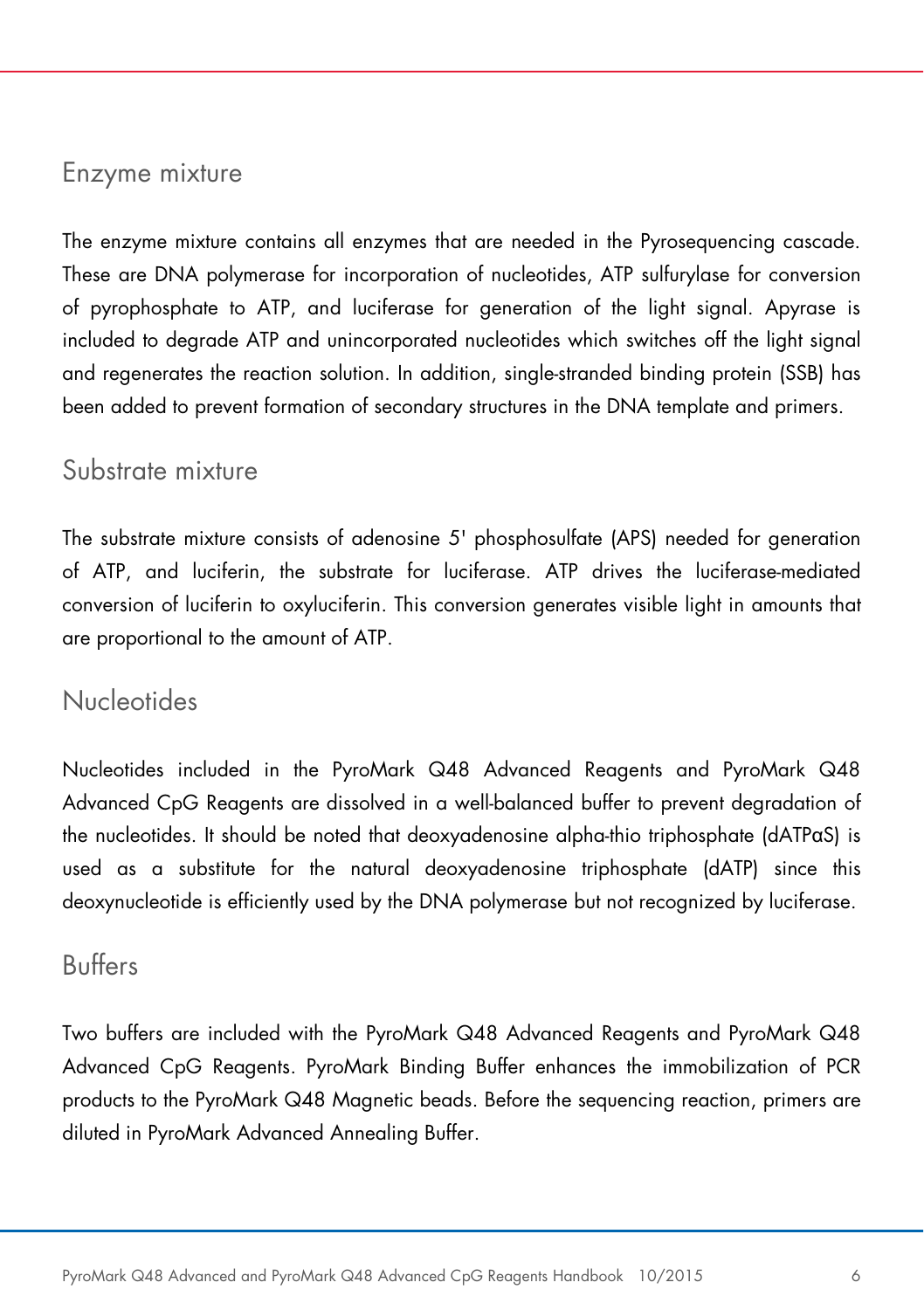## Enzyme mixture

The enzyme mixture contains all enzymes that are needed in the Pyrosequencing cascade. These are DNA polymerase for incorporation of nucleotides, ATP sulfurylase for conversion of pyrophosphate to ATP, and luciferase for generation of the light signal. Apyrase is included to degrade ATP and unincorporated nucleotides which switches off the light signal and regenerates the reaction solution. In addition, single-stranded binding protein (SSB) has been added to prevent formation of secondary structures in the DNA template and primers.

## Substrate mixture

The substrate mixture consists of adenosine 5' phosphosulfate (APS) needed for generation of ATP, and luciferin, the substrate for luciferase. ATP drives the luciferase-mediated conversion of luciferin to oxyluciferin. This conversion generates visible light in amounts that are proportional to the amount of ATP.

## Nucleotides

Nucleotides included in the PyroMark Q48 Advanced Reagents and PyroMark Q48 Advanced CpG Reagents are dissolved in a well-balanced buffer to prevent degradation of the nucleotides. It should be noted that deoxyadenosine alpha-thio triphosphate (dATPαS) is used as a substitute for the natural deoxyadenosine triphosphate (dATP) since this deoxynucleotide is efficiently used by the DNA polymerase but not recognized by luciferase.

## Buffers

Two buffers are included with the PyroMark Q48 Advanced Reagents and PyroMark Q48 Advanced CpG Reagents. PyroMark Binding Buffer enhances the immobilization of PCR products to the PyroMark Q48 Magnetic beads. Before the sequencing reaction, primers are diluted in PyroMark Advanced Annealing Buffer.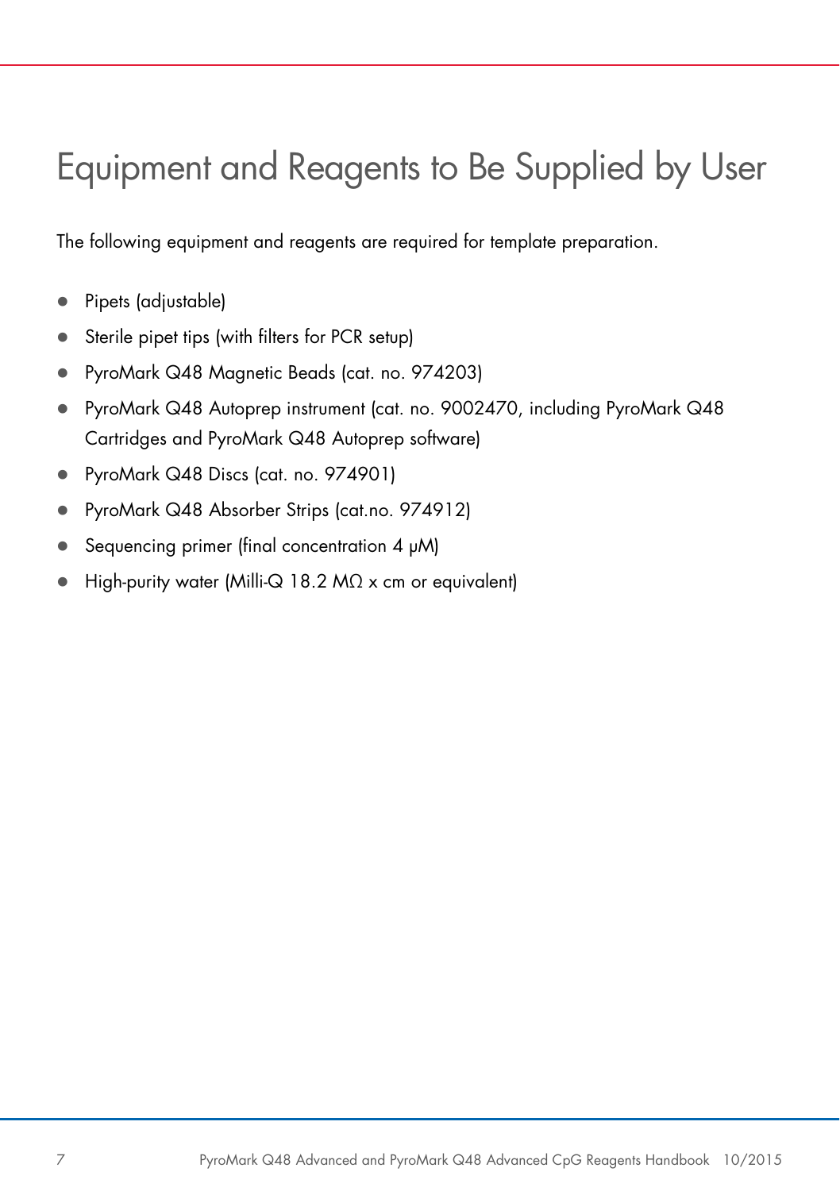# Equipment and Reagents to Be Supplied by User

The following equipment and reagents are required for template preparation.

- Pipets (adjustable)
- Sterile pipet tips (with filters for PCR setup)
- PyroMark Q48 Magnetic Beads (cat. no. 974203)
- PyroMark Q48 Autoprep instrument (cat. no. 9002470, including PyroMark Q48 Cartridges and PyroMark Q48 Autoprep software)
- PyroMark Q48 Discs (cat. no. 974901)
- PyroMark Q48 Absorber Strips (cat.no. 974912)
- Sequencing primer (final concentration 4 μM)
- High-purity water (Milli-Q 18.2 MΩ x cm or equivalent)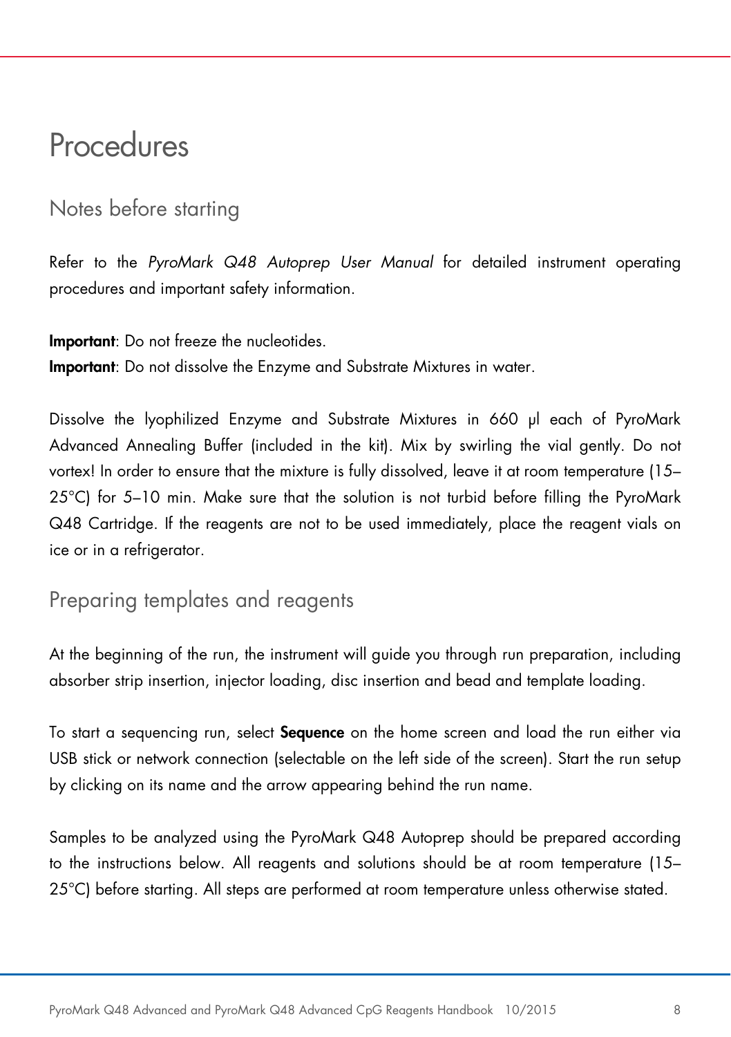# Procedures

## Notes before starting

Refer to the *PyroMark Q48 Autoprep User Manual* for detailed instrument operating procedures and important safety information.

**Important**: Do not freeze the nucleotides.
**Important**: Do not dissolve the Enzyme and Substrate Mixtures in water.

Dissolve the lyophilized Enzyme and Substrate Mixtures in 660 µl each of PyroMark Advanced Annealing Buffer (included in the kit). Mix by swirling the vial gently. Do not vortex! In order to ensure that the mixture is fully dissolved, leave it at room temperature (15–25°C) for 5–10 min. Make sure that the solution is not turbid before filling the PyroMark Q48 Cartridge. If the reagents are not to be used immediately, place the reagent vials on ice or in a refrigerator.

## Preparing templates and reagents

At the beginning of the run, the instrument will guide you through run preparation, including absorber strip insertion, injector loading, disc insertion and bead and template loading.

To start a sequencing run, select **Sequence** on the home screen and load the run either via USB stick or network connection (selectable on the left side of the screen). Start the run setup by clicking on its name and the arrow appearing behind the run name.

Samples to be analyzed using the PyroMark Q48 Autoprep should be prepared according to the instructions below. All reagents and solutions should be at room temperature (15–25°C) before starting. All steps are performed at room temperature unless otherwise stated.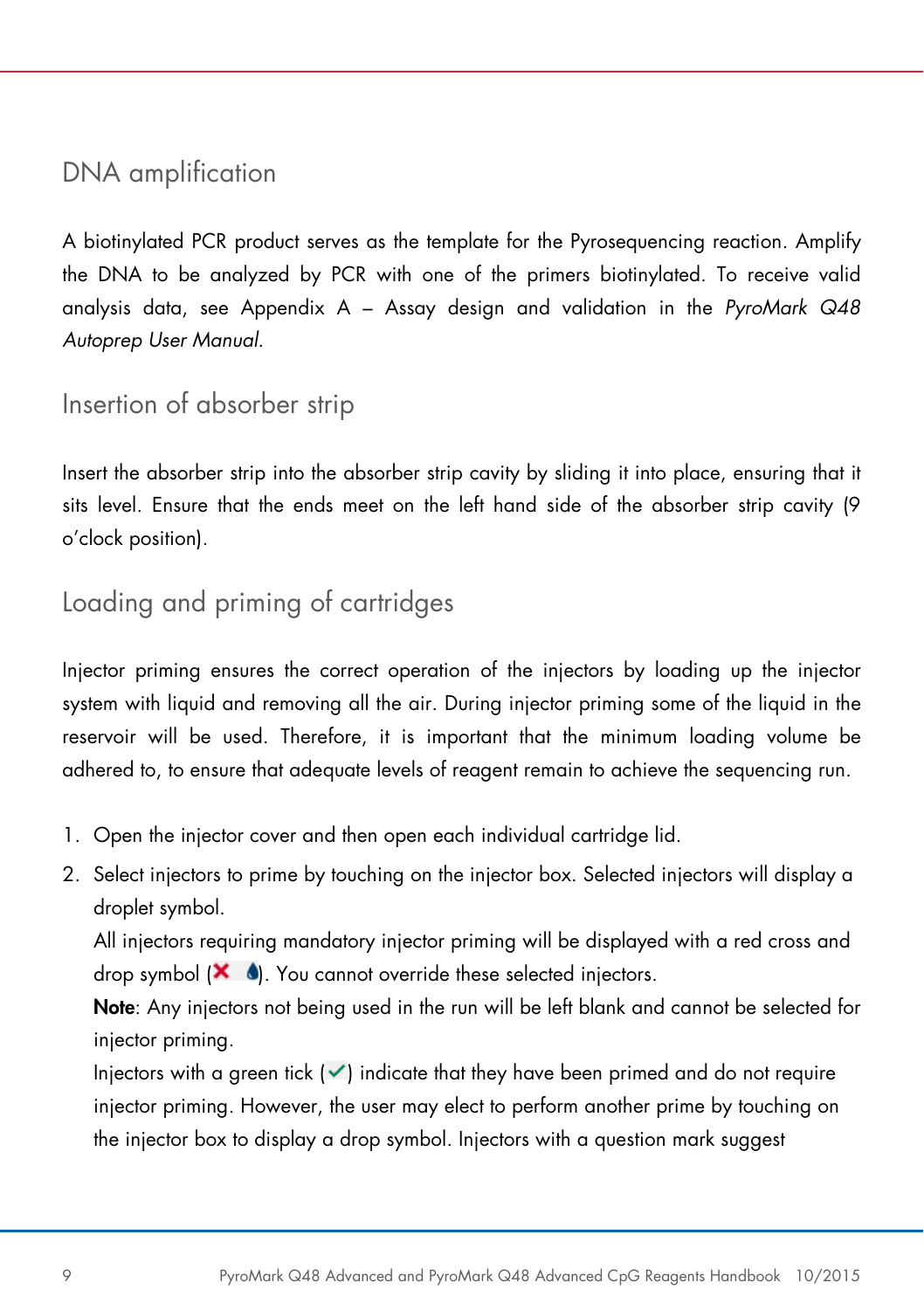## DNA amplification

A biotinylated PCR product serves as the template for the Pyrosequencing reaction. Amplify the DNA to be analyzed by PCR with one of the primers biotinylated. To receive valid analysis data, see Appendix A – Assay design and validation in the *PyroMark Q48 Autoprep User Manual*.

## Insertion of absorber strip

Insert the absorber strip into the absorber strip cavity by sliding it into place, ensuring that it sits level. Ensure that the ends meet on the left hand side of the absorber strip cavity (9 o'clock position).

## Loading and priming of cartridges

Injector priming ensures the correct operation of the injectors by loading up the injector system with liquid and removing all the air. During injector priming some of the liquid in the reservoir will be used. Therefore, it is important that the minimum loading volume be adhered to, to ensure that adequate levels of reagent remain to achieve the sequencing run.

1. Open the injector cover and then open each individual cartridge lid.
2. Select injectors to prime by touching on the injector box. Selected injectors will display a droplet symbol.

   All injectors requiring mandatory injector priming will be displayed with a red cross and drop symbol (✗ 💧). You cannot override these selected injectors.

   **Note**: Any injectors not being used in the run will be left blank and cannot be selected for injector priming.

   Injectors with a green tick (✓) indicate that they have been primed and do not require injector priming. However, the user may elect to perform another prime by touching on the injector box to display a drop symbol. Injectors with a question mark suggest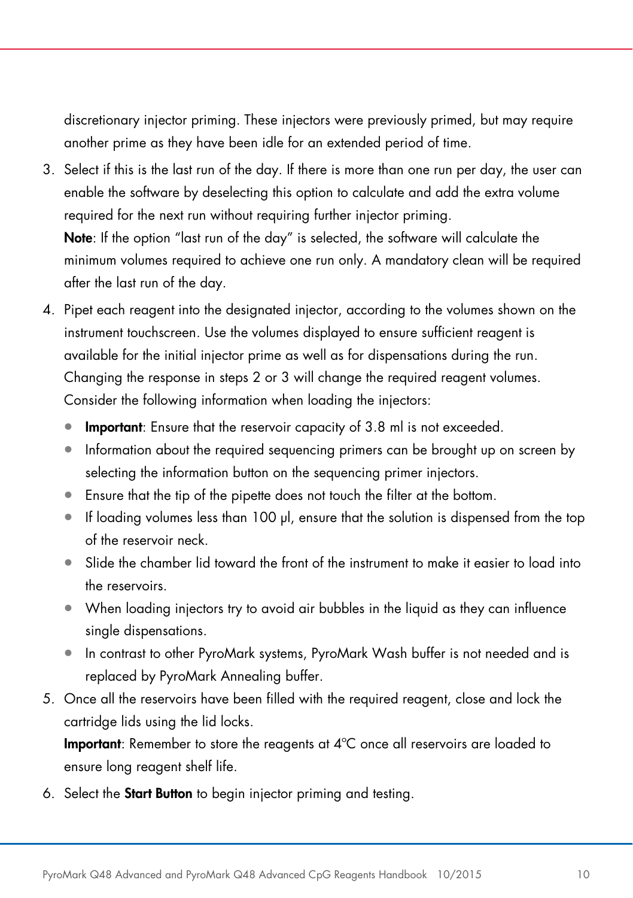discretionary injector priming. These injectors were previously primed, but may require another prime as they have been idle for an extended period of time.

3. Select if this is the last run of the day. If there is more than one run per day, the user can enable the software by deselecting this option to calculate and add the extra volume required for the next run without requiring further injector priming.
   **Note**: If the option "last run of the day" is selected, the software will calculate the minimum volumes required to achieve one run only. A mandatory clean will be required after the last run of the day.
4. Pipet each reagent into the designated injector, according to the volumes shown on the instrument touchscreen. Use the volumes displayed to ensure sufficient reagent is available for the initial injector prime as well as for dispensations during the run. Changing the response in steps 2 or 3 will change the required reagent volumes. Consider the following information when loading the injectors:
   - **Important**: Ensure that the reservoir capacity of 3.8 ml is not exceeded.
   - Information about the required sequencing primers can be brought up on screen by selecting the information button on the sequencing primer injectors.
   - Ensure that the tip of the pipette does not touch the filter at the bottom.
   - If loading volumes less than 100 µl, ensure that the solution is dispensed from the top of the reservoir neck.
   - Slide the chamber lid toward the front of the instrument to make it easier to load into the reservoirs.
   - When loading injectors try to avoid air bubbles in the liquid as they can influence single dispensations.
   - In contrast to other PyroMark systems, PyroMark Wash buffer is not needed and is replaced by PyroMark Annealing buffer.
5. Once all the reservoirs have been filled with the required reagent, close and lock the cartridge lids using the lid locks.
   **Important**: Remember to store the reagents at 4°C once all reservoirs are loaded to ensure long reagent shelf life.
6. Select the **Start Button** to begin injector priming and testing.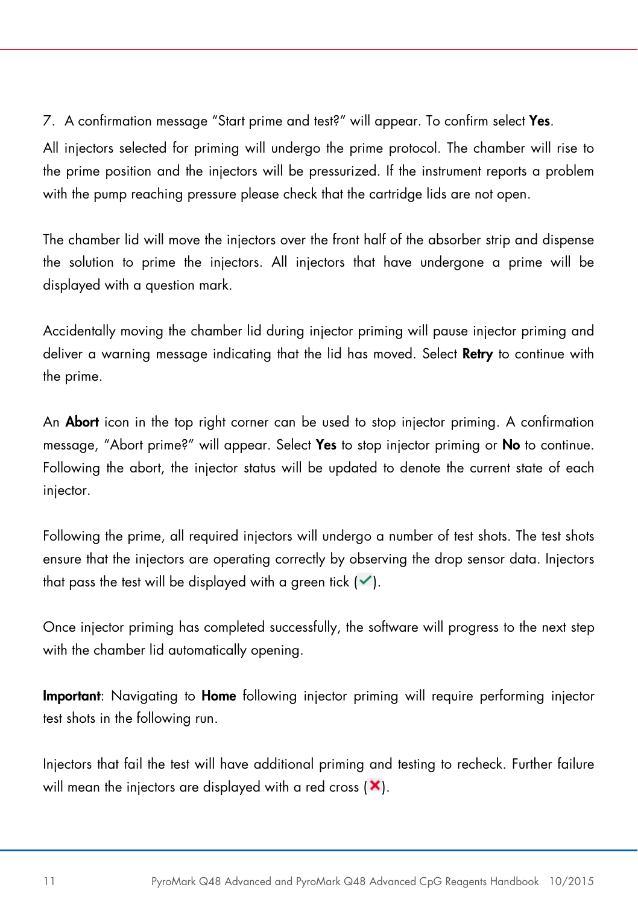7. A confirmation message “Start prime and test?” will appear. To confirm select **Yes**.

All injectors selected for priming will undergo the prime protocol. The chamber will rise to the prime position and the injectors will be pressurized. If the instrument reports a problem with the pump reaching pressure please check that the cartridge lids are not open.

The chamber lid will move the injectors over the front half of the absorber strip and dispense the solution to prime the injectors. All injectors that have undergone a prime will be displayed with a question mark.

Accidentally moving the chamber lid during injector priming will pause injector priming and deliver a warning message indicating that the lid has moved. Select **Retry** to continue with the prime.

An **Abort** icon in the top right corner can be used to stop injector priming. A confirmation message, “Abort prime?” will appear. Select **Yes** to stop injector priming or **No** to continue. Following the abort, the injector status will be updated to denote the current state of each injector.

Following the prime, all required injectors will undergo a number of test shots. The test shots ensure that the injectors are operating correctly by observing the drop sensor data. Injectors that pass the test will be displayed with a green tick (✓).

Once injector priming has completed successfully, the software will progress to the next step with the chamber lid automatically opening.

**Important**: Navigating to **Home** following injector priming will require performing injector test shots in the following run.

Injectors that fail the test will have additional priming and testing to recheck. Further failure will mean the injectors are displayed with a red cross (✗).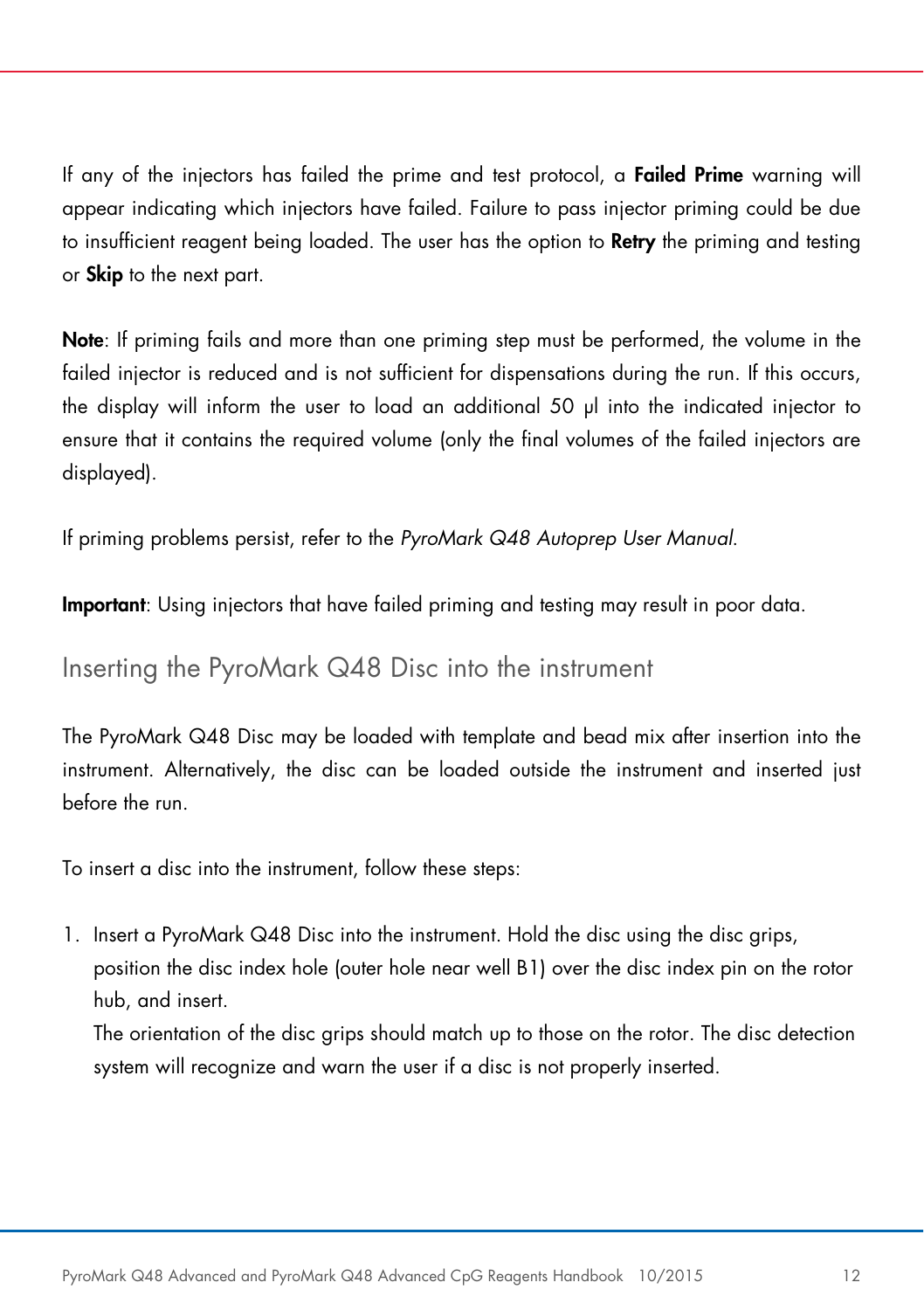If any of the injectors has failed the prime and test protocol, a **Failed Prime** warning will appear indicating which injectors have failed. Failure to pass injector priming could be due to insufficient reagent being loaded. The user has the option to **Retry** the priming and testing or **Skip** to the next part.

**Note**: If priming fails and more than one priming step must be performed, the volume in the failed injector is reduced and is not sufficient for dispensations during the run. If this occurs, the display will inform the user to load an additional 50 µl into the indicated injector to ensure that it contains the required volume (only the final volumes of the failed injectors are displayed).

If priming problems persist, refer to the *PyroMark Q48 Autoprep User Manual*.

**Important**: Using injectors that have failed priming and testing may result in poor data.

## Inserting the PyroMark Q48 Disc into the instrument

The PyroMark Q48 Disc may be loaded with template and bead mix after insertion into the instrument. Alternatively, the disc can be loaded outside the instrument and inserted just before the run.

To insert a disc into the instrument, follow these steps:

1. Insert a PyroMark Q48 Disc into the instrument. Hold the disc using the disc grips, position the disc index hole (outer hole near well B1) over the disc index pin on the rotor hub, and insert.
   The orientation of the disc grips should match up to those on the rotor. The disc detection system will recognize and warn the user if a disc is not properly inserted.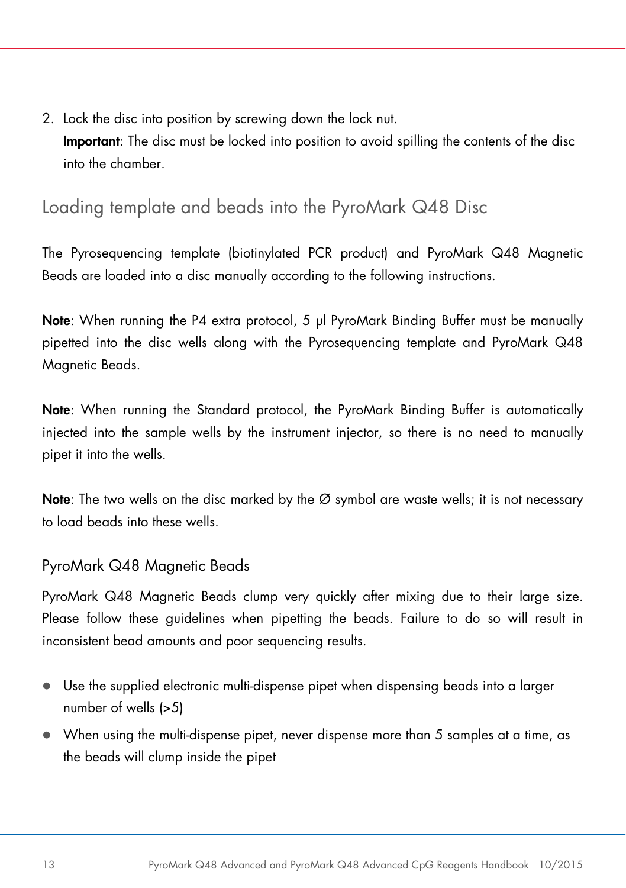2. Lock the disc into position by screwing down the lock nut.
   **Important**: The disc must be locked into position to avoid spilling the contents of the disc into the chamber.

## Loading template and beads into the PyroMark Q48 Disc

The Pyrosequencing template (biotinylated PCR product) and PyroMark Q48 Magnetic Beads are loaded into a disc manually according to the following instructions.

**Note**: When running the P4 extra protocol, 5 µl PyroMark Binding Buffer must be manually pipetted into the disc wells along with the Pyrosequencing template and PyroMark Q48 Magnetic Beads.

**Note**: When running the Standard protocol, the PyroMark Binding Buffer is automatically injected into the sample wells by the instrument injector, so there is no need to manually pipet it into the wells.

**Note**: The two wells on the disc marked by the Ø symbol are waste wells; it is not necessary to load beads into these wells.

### PyroMark Q48 Magnetic Beads

PyroMark Q48 Magnetic Beads clump very quickly after mixing due to their large size. Please follow these guidelines when pipetting the beads. Failure to do so will result in inconsistent bead amounts and poor sequencing results.

- Use the supplied electronic multi-dispense pipet when dispensing beads into a larger number of wells (>5)
- When using the multi-dispense pipet, never dispense more than 5 samples at a time, as the beads will clump inside the pipet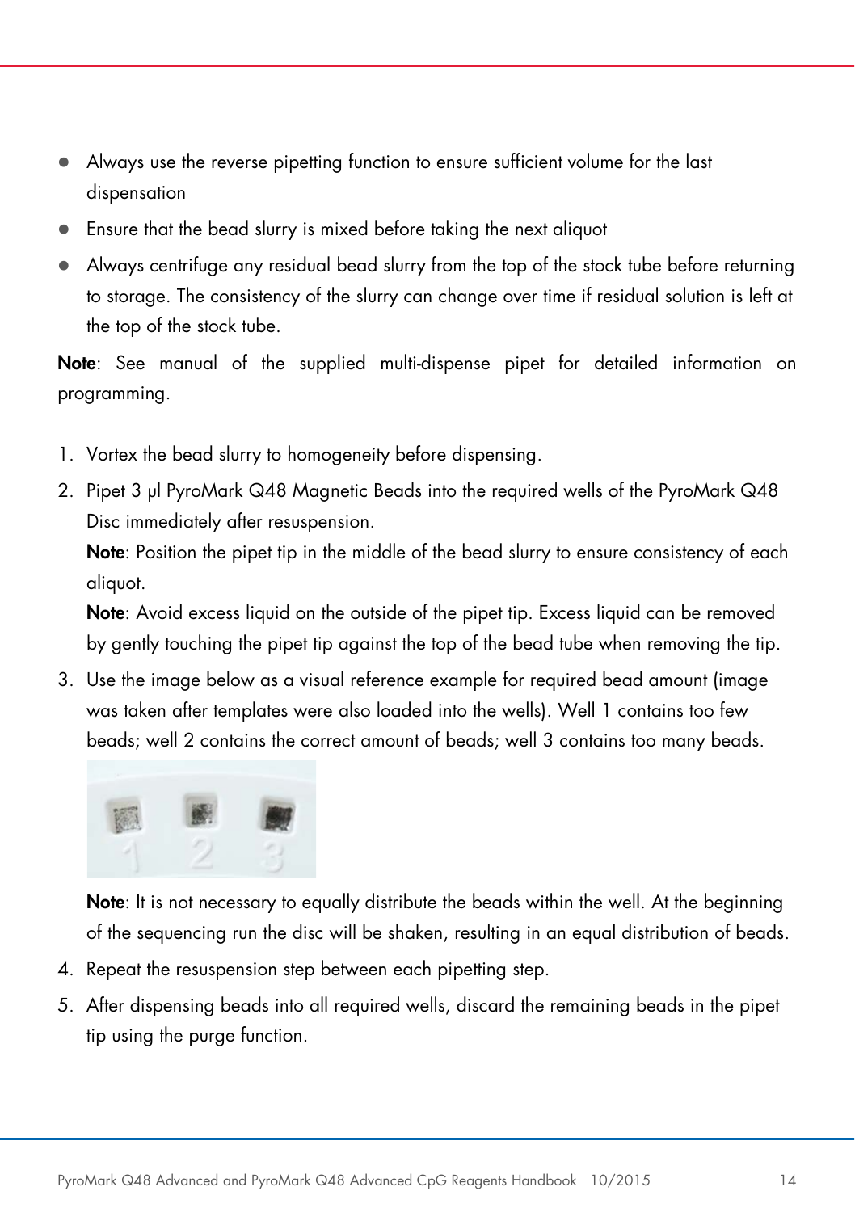- Always use the reverse pipetting function to ensure sufficient volume for the last dispensation
- Ensure that the bead slurry is mixed before taking the next aliquot
- Always centrifuge any residual bead slurry from the top of the stock tube before returning to storage. The consistency of the slurry can change over time if residual solution is left at the top of the stock tube.

**Note**: See manual of the supplied multi-dispense pipet for detailed information on programming.

1. Vortex the bead slurry to homogeneity before dispensing.
2. Pipet 3 µl PyroMark Q48 Magnetic Beads into the required wells of the PyroMark Q48 Disc immediately after resuspension.
   **Note**: Position the pipet tip in the middle of the bead slurry to ensure consistency of each aliquot.
   **Note**: Avoid excess liquid on the outside of the pipet tip. Excess liquid can be removed by gently touching the pipet tip against the top of the bead tube when removing the tip.
3. Use the image below as a visual reference example for required bead amount (image was taken after templates were also loaded into the wells). Well 1 contains too few beads; well 2 contains the correct amount of beads; well 3 contains too many beads.
   **Note**: It is not necessary to equally distribute the beads within the well. At the beginning of the sequencing run the disc will be shaken, resulting in an equal distribution of beads.
4. Repeat the resuspension step between each pipetting step.
5. After dispensing beads into all required wells, discard the remaining beads in the pipet tip using the purge function.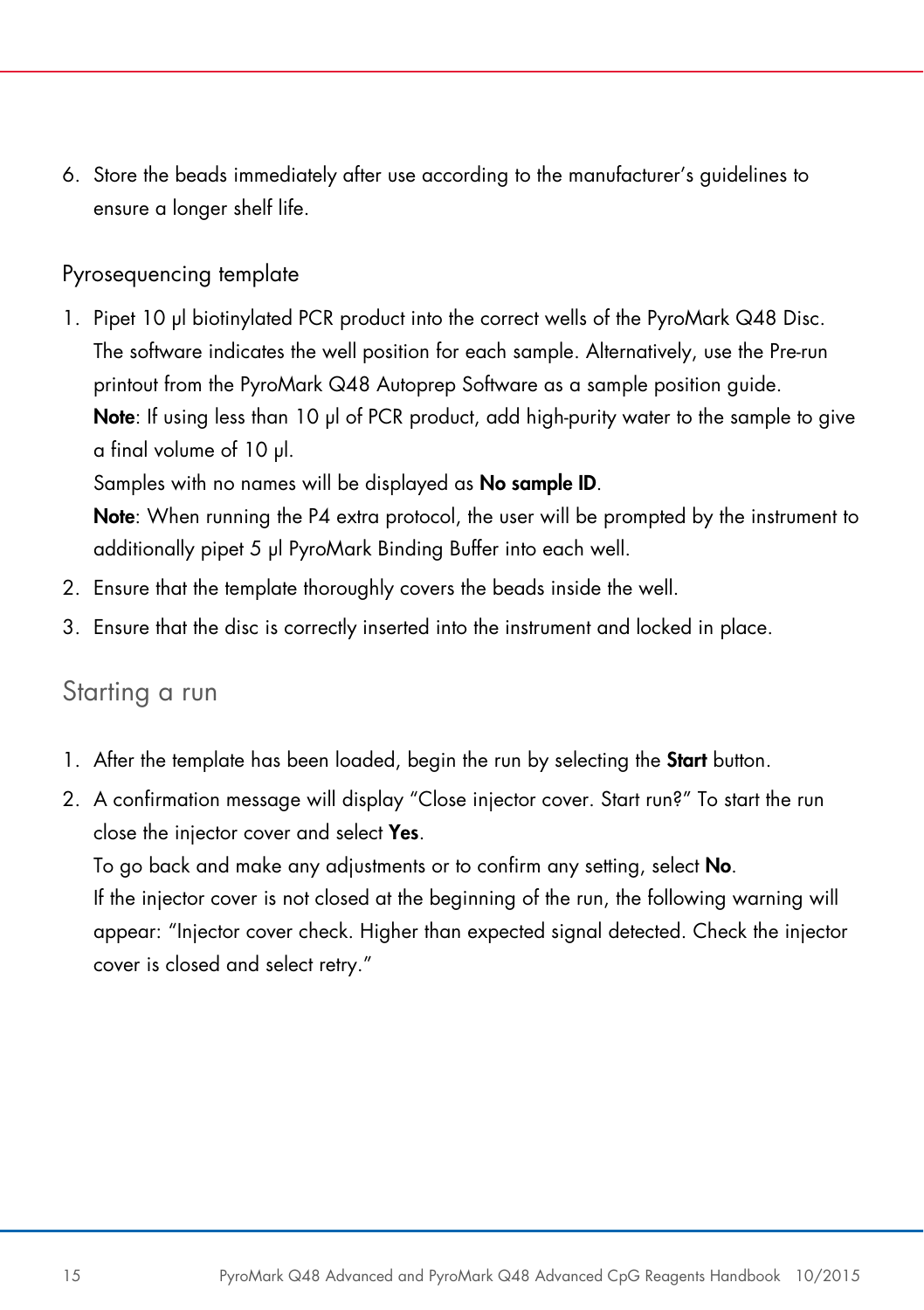6. Store the beads immediately after use according to the manufacturer's guidelines to ensure a longer shelf life.

### Pyrosequencing template

1. Pipet 10 µl biotinylated PCR product into the correct wells of the PyroMark Q48 Disc. The software indicates the well position for each sample. Alternatively, use the Pre-run printout from the PyroMark Q48 Autoprep Software as a sample position guide.
   **Note**: If using less than 10 µl of PCR product, add high-purity water to the sample to give a final volume of 10 µl.
   Samples with no names will be displayed as **No sample ID**.
   **Note**: When running the P4 extra protocol, the user will be prompted by the instrument to additionally pipet 5 µl PyroMark Binding Buffer into each well.
2. Ensure that the template thoroughly covers the beads inside the well.
3. Ensure that the disc is correctly inserted into the instrument and locked in place.

## Starting a run

1. After the template has been loaded, begin the run by selecting the **Start** button.
2. A confirmation message will display "Close injector cover. Start run?" To start the run close the injector cover and select **Yes**.
   To go back and make any adjustments or to confirm any setting, select **No**.
   If the injector cover is not closed at the beginning of the run, the following warning will appear: "Injector cover check. Higher than expected signal detected. Check the injector cover is closed and select retry."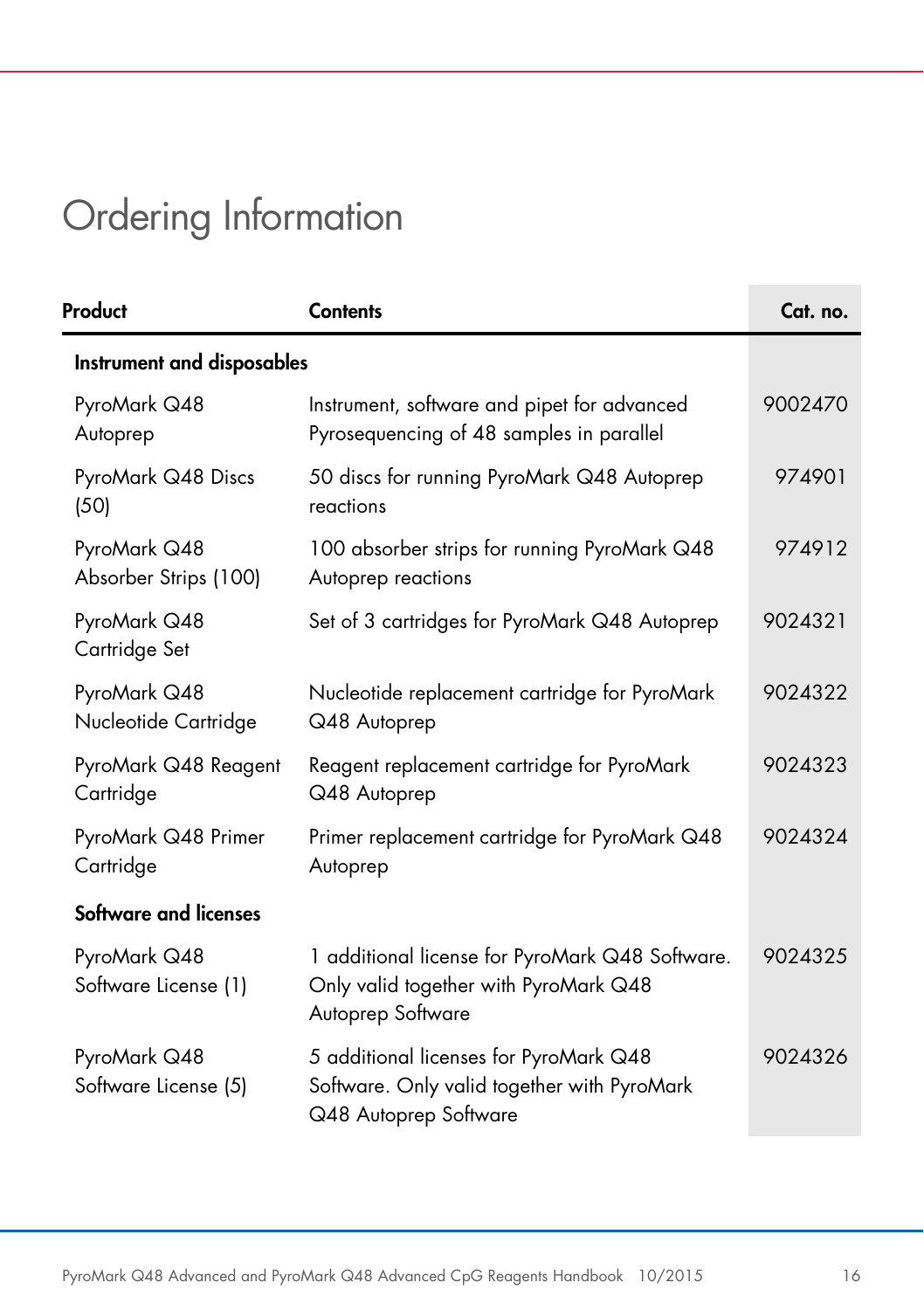# Ordering Information

| Product | Contents | Cat. no. |
|---|---|---|
| **Instrument and disposables** | | |
| PyroMark Q48 Autoprep | Instrument, software and pipet for advanced Pyrosequencing of 48 samples in parallel | 9002470 |
| PyroMark Q48 Discs (50) | 50 discs for running PyroMark Q48 Autoprep reactions | 974901 |
| PyroMark Q48 Absorber Strips (100) | 100 absorber strips for running PyroMark Q48 Autoprep reactions | 974912 |
| PyroMark Q48 Cartridge Set | Set of 3 cartridges for PyroMark Q48 Autoprep | 9024321 |
| PyroMark Q48 Nucleotide Cartridge | Nucleotide replacement cartridge for PyroMark Q48 Autoprep | 9024322 |
| PyroMark Q48 Reagent Cartridge | Reagent replacement cartridge for PyroMark Q48 Autoprep | 9024323 |
| PyroMark Q48 Primer Cartridge | Primer replacement cartridge for PyroMark Q48 Autoprep | 9024324 |
| **Software and licenses** | | |
| PyroMark Q48 Software License (1) | 1 additional license for PyroMark Q48 Software. Only valid together with PyroMark Q48 Autoprep Software | 9024325 |
| PyroMark Q48 Software License (5) | 5 additional licenses for PyroMark Q48 Software. Only valid together with PyroMark Q48 Autoprep Software | 9024326 |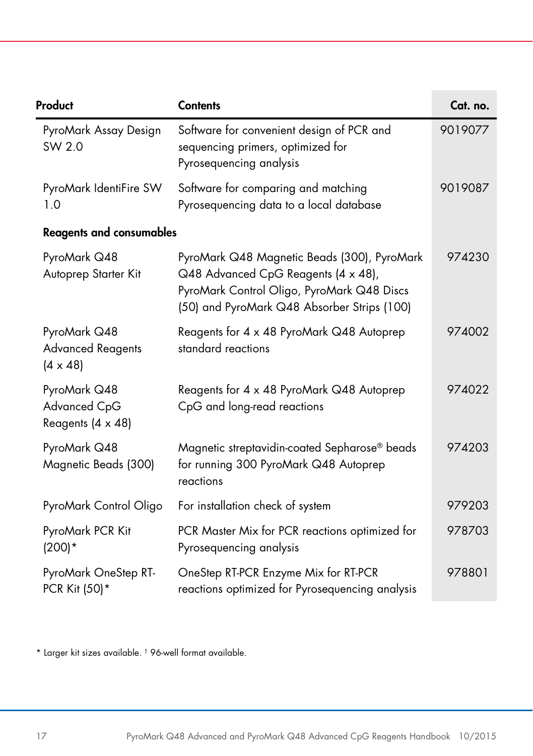| Product | Contents | Cat. no. |
|---|---|---|
| PyroMark Assay Design SW 2.0 | Software for convenient design of PCR and sequencing primers, optimized for Pyrosequencing analysis | 9019077 |
| PyroMark IdentiFire SW 1.0 | Software for comparing and matching Pyrosequencing data to a local database | 9019087 |
| **Reagents and consumables** | | |
| PyroMark Q48 Autoprep Starter Kit | PyroMark Q48 Magnetic Beads (300), PyroMark Q48 Advanced CpG Reagents (4 x 48), PyroMark Control Oligo, PyroMark Q48 Discs (50) and PyroMark Q48 Absorber Strips (100) | 974230 |
| PyroMark Q48 Advanced Reagents (4 x 48) | Reagents for 4 x 48 PyroMark Q48 Autoprep standard reactions | 974002 |
| PyroMark Q48 Advanced CpG Reagents (4 x 48) | Reagents for 4 x 48 PyroMark Q48 Autoprep CpG and long-read reactions | 974022 |
| PyroMark Q48 Magnetic Beads (300) | Magnetic streptavidin-coated Sepharose® beads for running 300 PyroMark Q48 Autoprep reactions | 974203 |
| PyroMark Control Oligo | For installation check of system | 979203 |
| PyroMark PCR Kit (200)* | PCR Master Mix for PCR reactions optimized for Pyrosequencing analysis | 978703 |
| PyroMark OneStep RT-PCR Kit (50)* | OneStep RT-PCR Enzyme Mix for RT-PCR reactions optimized for Pyrosequencing analysis | 978801 |

* Larger kit sizes available. † 96-well format available.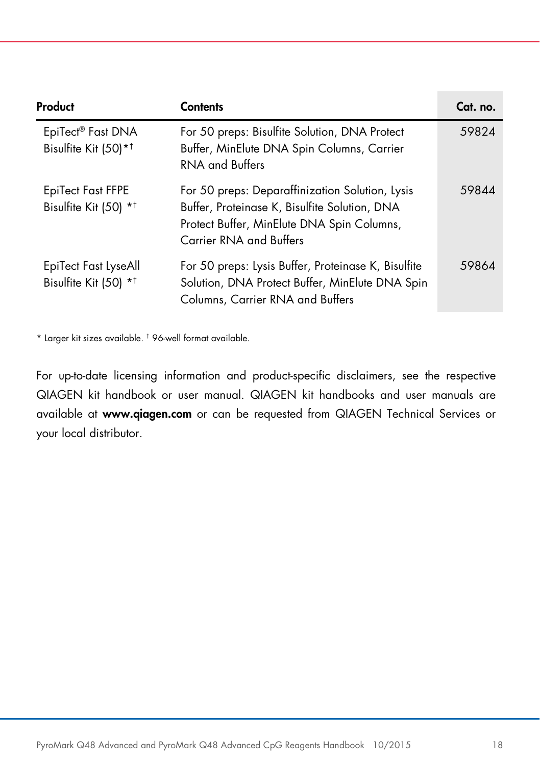| Product | Contents | Cat. no. |
|---|---|---|
| EpiTect® Fast DNA Bisulfite Kit (50)*† | For 50 preps: Bisulfite Solution, DNA Protect Buffer, MinElute DNA Spin Columns, Carrier RNA and Buffers | 59824 |
| EpiTect Fast FFPE Bisulfite Kit (50) *† | For 50 preps: Deparaffinization Solution, Lysis Buffer, Proteinase K, Bisulfite Solution, DNA Protect Buffer, MinElute DNA Spin Columns, Carrier RNA and Buffers | 59844 |
| EpiTect Fast LyseAll Bisulfite Kit (50) *† | For 50 preps: Lysis Buffer, Proteinase K, Bisulfite Solution, DNA Protect Buffer, MinElute DNA Spin Columns, Carrier RNA and Buffers | 59864 |

* Larger kit sizes available. † 96-well format available.

For up-to-date licensing information and product-specific disclaimers, see the respective QIAGEN kit handbook or user manual. QIAGEN kit handbooks and user manuals are available at **www.qiagen.com** or can be requested from QIAGEN Technical Services or your local distributor.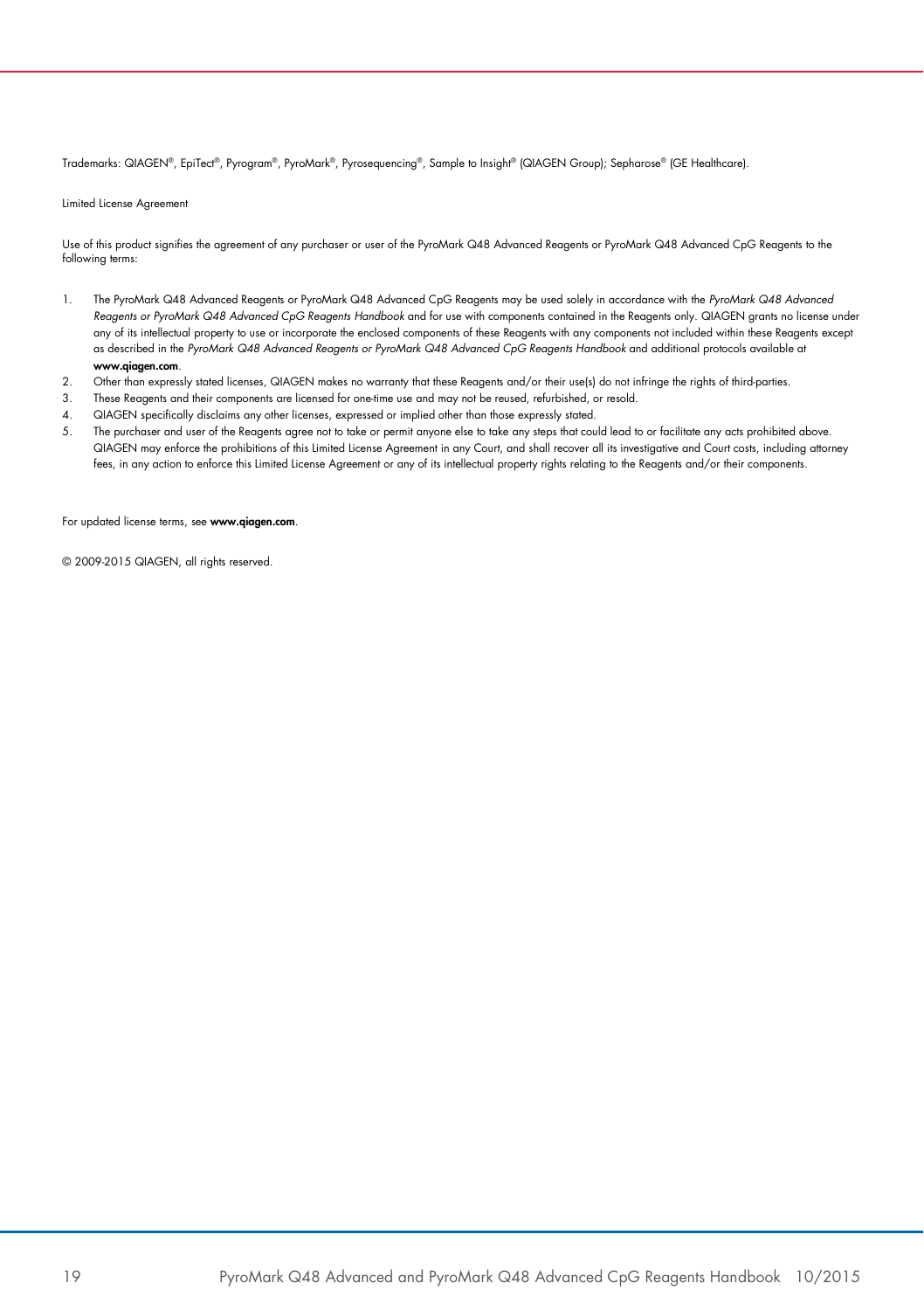Trademarks: QIAGEN®, EpiTect®, Pyrogram®, PyroMark®, Pyrosequencing®, Sample to Insight® (QIAGEN Group); Sepharose® (GE Healthcare).

Limited License Agreement

Use of this product signifies the agreement of any purchaser or user of the PyroMark Q48 Advanced Reagents or PyroMark Q48 Advanced CpG Reagents to the following terms:

1. The PyroMark Q48 Advanced Reagents or PyroMark Q48 Advanced CpG Reagents may be used solely in accordance with the *PyroMark Q48 Advanced Reagents or PyroMark Q48 Advanced CpG Reagents Handbook* and for use with components contained in the Reagents only. QIAGEN grants no license under any of its intellectual property to use or incorporate the enclosed components of these Reagents with any components not included within these Reagents except as described in the *PyroMark Q48 Advanced Reagents or PyroMark Q48 Advanced CpG Reagents Handbook* and additional protocols available at **www.qiagen.com**.
2. Other than expressly stated licenses, QIAGEN makes no warranty that these Reagents and/or their use(s) do not infringe the rights of third-parties.
3. These Reagents and their components are licensed for one-time use and may not be reused, refurbished, or resold.
4. QIAGEN specifically disclaims any other licenses, expressed or implied other than those expressly stated.
5. The purchaser and user of the Reagents agree not to take or permit anyone else to take any steps that could lead to or facilitate any acts prohibited above. QIAGEN may enforce the prohibitions of this Limited License Agreement in any Court, and shall recover all its investigative and Court costs, including attorney fees, in any action to enforce this Limited License Agreement or any of its intellectual property rights relating to the Reagents and/or their components.

For updated license terms, see **www.qiagen.com**.

© 2009-2015 QIAGEN, all rights reserved.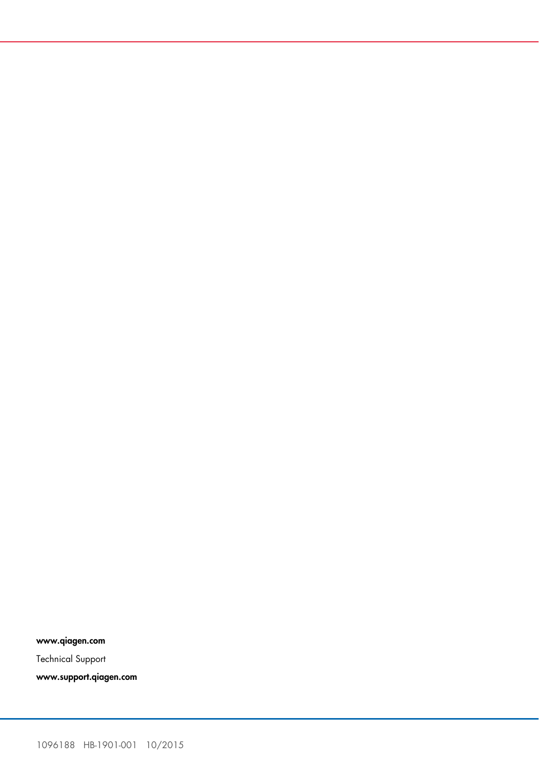**www.qiagen.com**

Technical Support

**www.support.qiagen.com**

1096188 HB-1901-001 10/2015